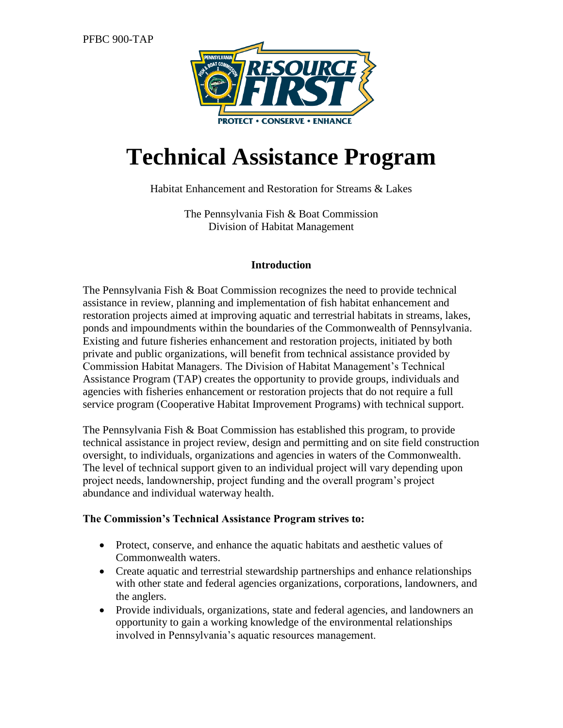PFBC 900-TAP

# Technical Assistance Program

Habitat Enhancement and Restoration for Streams & Lakes

The Pennsylvania Fish & Boat Commission
Division of Habitat Management

## Introduction

The Pennsylvania Fish & Boat Commission recognizes the need to provide technical assistance in review, planning and implementation of fish habitat enhancement and restoration projects aimed at improving aquatic and terrestrial habitats in streams, lakes, ponds and impoundments within the boundaries of the Commonwealth of Pennsylvania. Existing and future fisheries enhancement and restoration projects, initiated by both private and public organizations, will benefit from technical assistance provided by Commission Habitat Managers. The Division of Habitat Management's Technical Assistance Program (TAP) creates the opportunity to provide groups, individuals and agencies with fisheries enhancement or restoration projects that do not require a full service program (Cooperative Habitat Improvement Programs) with technical support.

The Pennsylvania Fish & Boat Commission has established this program, to provide technical assistance in project review, design and permitting and on site field construction oversight, to individuals, organizations and agencies in waters of the Commonwealth. The level of technical support given to an individual project will vary depending upon project needs, landownership, project funding and the overall program's project abundance and individual waterway health.

**The Commission's Technical Assistance Program strives to:**

- Protect, conserve, and enhance the aquatic habitats and aesthetic values of Commonwealth waters.
- Create aquatic and terrestrial stewardship partnerships and enhance relationships with other state and federal agencies organizations, corporations, landowners, and the anglers.
- Provide individuals, organizations, state and federal agencies, and landowners an opportunity to gain a working knowledge of the environmental relationships involved in Pennsylvania's aquatic resources management.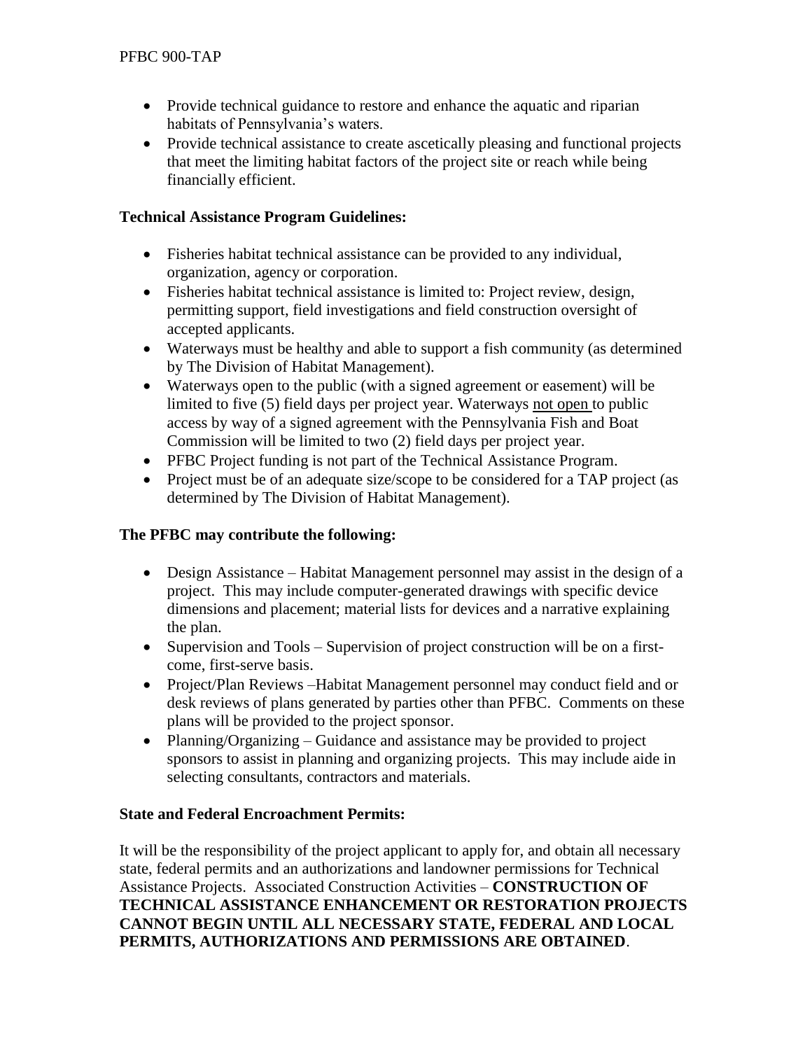- Provide technical guidance to restore and enhance the aquatic and riparian habitats of Pennsylvania's waters.
- Provide technical assistance to create ascetically pleasing and functional projects that meet the limiting habitat factors of the project site or reach while being financially efficient.

**Technical Assistance Program Guidelines:**

- Fisheries habitat technical assistance can be provided to any individual, organization, agency or corporation.
- Fisheries habitat technical assistance is limited to: Project review, design, permitting support, field investigations and field construction oversight of accepted applicants.
- Waterways must be healthy and able to support a fish community (as determined by The Division of Habitat Management).
- Waterways open to the public (with a signed agreement or easement) will be limited to five (5) field days per project year. Waterways <u>not open</u> to public access by way of a signed agreement with the Pennsylvania Fish and Boat Commission will be limited to two (2) field days per project year.
- PFBC Project funding is not part of the Technical Assistance Program.
- Project must be of an adequate size/scope to be considered for a TAP project (as determined by The Division of Habitat Management).

**The PFBC may contribute the following:**

- Design Assistance – Habitat Management personnel may assist in the design of a project. This may include computer-generated drawings with specific device dimensions and placement; material lists for devices and a narrative explaining the plan.
- Supervision and Tools – Supervision of project construction will be on a first-come, first-serve basis.
- Project/Plan Reviews –Habitat Management personnel may conduct field and or desk reviews of plans generated by parties other than PFBC. Comments on these plans will be provided to the project sponsor.
- Planning/Organizing – Guidance and assistance may be provided to project sponsors to assist in planning and organizing projects. This may include aide in selecting consultants, contractors and materials.

**State and Federal Encroachment Permits:**

It will be the responsibility of the project applicant to apply for, and obtain all necessary state, federal permits and an authorizations and landowner permissions for Technical Assistance Projects. Associated Construction Activities – **CONSTRUCTION OF TECHNICAL ASSISTANCE ENHANCEMENT OR RESTORATION PROJECTS CANNOT BEGIN UNTIL ALL NECESSARY STATE, FEDERAL AND LOCAL PERMITS, AUTHORIZATIONS AND PERMISSIONS ARE OBTAINED**.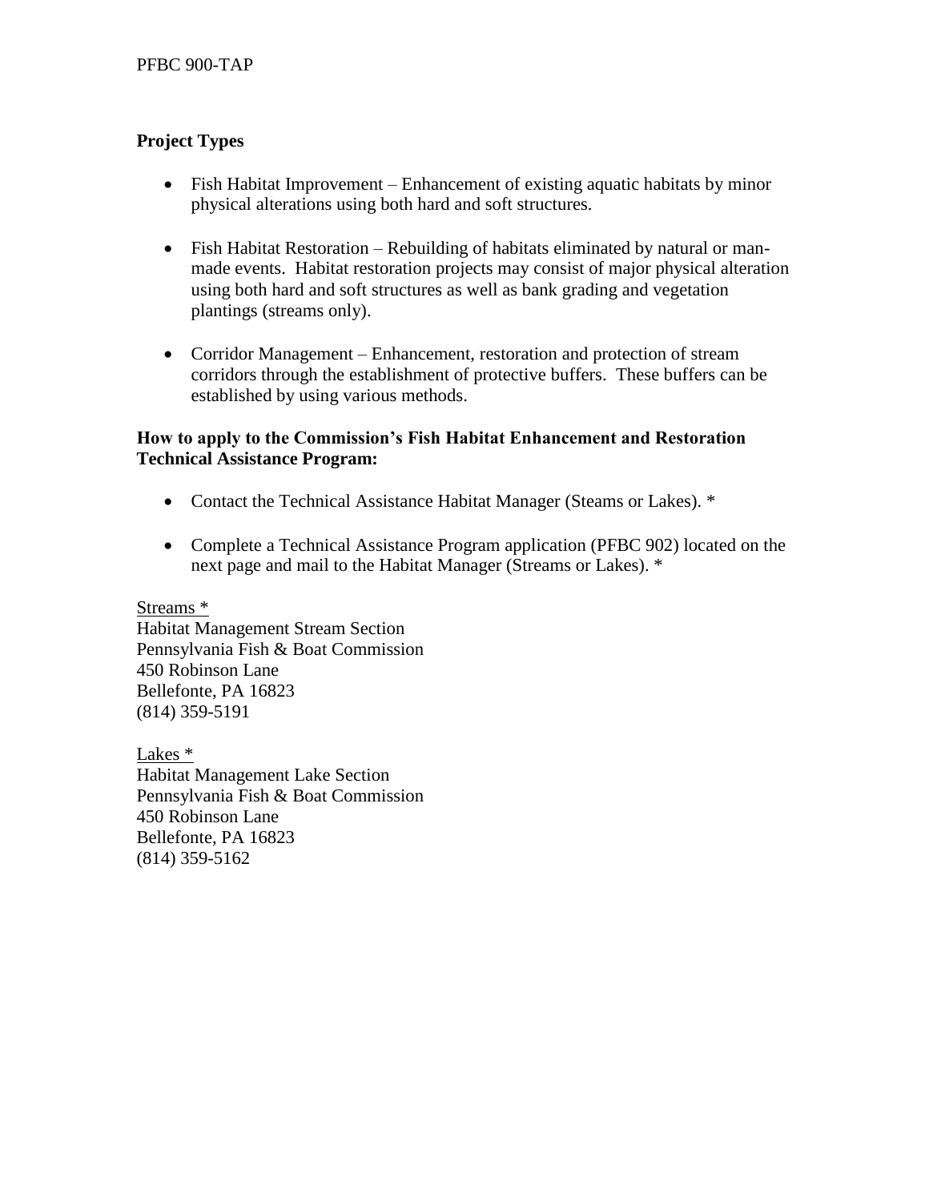**Project Types**

- Fish Habitat Improvement – Enhancement of existing aquatic habitats by minor physical alterations using both hard and soft structures.

- Fish Habitat Restoration – Rebuilding of habitats eliminated by natural or man-made events. Habitat restoration projects may consist of major physical alteration using both hard and soft structures as well as bank grading and vegetation plantings (streams only).

- Corridor Management – Enhancement, restoration and protection of stream corridors through the establishment of protective buffers. These buffers can be established by using various methods.

**How to apply to the Commission's Fish Habitat Enhancement and Restoration Technical Assistance Program:**

- Contact the Technical Assistance Habitat Manager (Steams or Lakes). *

- Complete a Technical Assistance Program application (PFBC 902) located on the next page and mail to the Habitat Manager (Streams or Lakes). *

<u>Streams *</u>
Habitat Management Stream Section
Pennsylvania Fish & Boat Commission
450 Robinson Lane
Bellefonte, PA 16823
(814) 359-5191

<u>Lakes *</u>
Habitat Management Lake Section
Pennsylvania Fish & Boat Commission
450 Robinson Lane
Bellefonte, PA 16823
(814) 359-5162